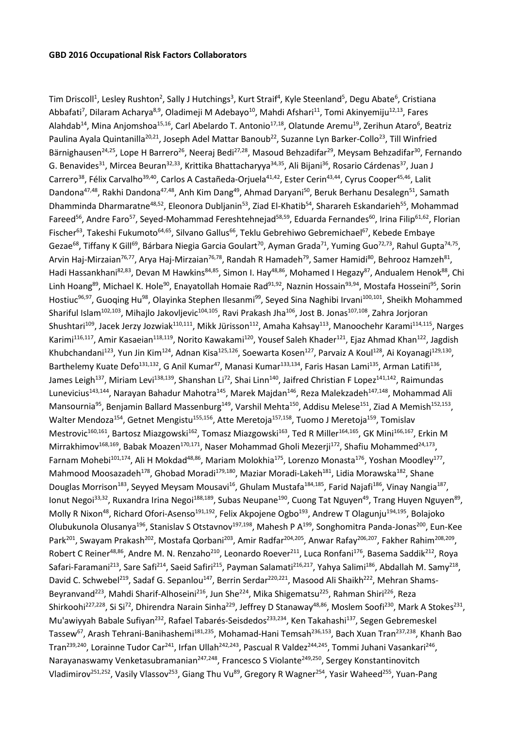**GBD 2016 Occupational Risk Factors Collaborators**

Tim Driscoll[1], Lesley Rushton[2], Sally J Hutchings[3], Kurt Straif[4], Kyle Steenland[5], Degu Abate[6], Cristiana Abbafati[7], Dilaram Acharya[8,9], Oladimeji M Adebayo[10], Mahdi Afshari[11], Tomi Akinyemiju[12,13], Fares Alahdab[14], Mina Anjomshoa[15,16], Carl Abelardo T. Antonio[17,18], Olatunde Aremu[19], Zerihun Ataro[6], Beatriz Paulina Ayala Quintanilla[20,21], Joseph Adel Mattar Banoub[22], Suzanne Lyn Barker-Collo[23], Till Winfried Bärnighausen[24,25], Lope H Barrero[26], Neeraj Bedi[27,28], Masoud Behzadifar[29], Meysam Behzadifar[30], Fernando G. Benavides[31], Mircea Beuran[32,33], Krittika Bhattacharyya[34,35], Ali Bijani[36], Rosario Cárdenas[37], Juan J Carrero[38], Félix Carvalho[39,40], Carlos A Castañeda-Orjuela[41,42], Ester Cerin[43,44], Cyrus Cooper[45,46], Lalit Dandona[47,48], Rakhi Dandona[47,48], Anh Kim Dang[49], Ahmad Daryani[50], Beruk Berhanu Desalegn[51], Samath Dhamminda Dharmaratne[48,52], Eleonora Dubljanin[53], Ziad El-Khatib[54], Sharareh Eskandarieh[55], Mohammad Fareed[56], Andre Faro[57], Seyed-Mohammad Fereshtehnejad[58,59], Eduarda Fernandes[60], Irina Filip[61,62], Florian Fischer[63], Takeshi Fukumoto[64,65], Silvano Gallus[66], Teklu Gebrehiwo Gebremichael[67], Kebede Embaye Gezae[68], Tiffany K Gill[69], Bárbara Niegia Garcia Goulart[70], Ayman Grada[71], Yuming Guo[72,73], Rahul Gupta[74,75], Arvin Haj-Mirzaian[76,77], Arya Haj-Mirzaian[76,78], Randah R Hamadeh[79], Samer Hamidi[80], Behrooz Hamzeh[81], Hadi Hassankhani[82,83], Devan M Hawkins[84,85], Simon I. Hay[48,86], Mohamed I Hegazy[87], Andualem Henok[88], Chi Linh Hoang[89], Michael K. Hole[90], Enayatollah Homaie Rad[91,92], Naznin Hossain[93,94], Mostafa Hosseini[95], Sorin Hostiuc[96,97], Guoqing Hu[98], Olayinka Stephen Ilesanmi[99], Seyed Sina Naghibi Irvani[100,101], Sheikh Mohammed Shariful Islam[102,103], Mihajlo Jakovljevic[104,105], Ravi Prakash Jha[106], Jost B. Jonas[107,108], Zahra Jorjoran Shushtari[109], Jacek Jerzy Jozwiak[110,111], Mikk Jürisson[112], Amaha Kahsay[113], Manoochehr Karami[114,115], Narges Karimi[116,117], Amir Kasaeian[118,119], Norito Kawakami[120], Yousef Saleh Khader[121], Ejaz Ahmad Khan[122], Jagdish Khubchandani[123], Yun Jin Kim[124], Adnan Kisa[125,126], Soewarta Kosen[127], Parvaiz A Koul[128], Ai Koyanagi[129,130], Barthelemy Kuate Defo[131,132], G Anil Kumar[47], Manasi Kumar[133,134], Faris Hasan Lami[135], Arman Latifi[136], James Leigh[137], Miriam Levi[138,139], Shanshan Li[72], Shai Linn[140], Jaifred Christian F Lopez[141,142], Raimundas Lunevicius[143,144], Narayan Bahadur Mahotra[145], Marek Majdan[146], Reza Malekzadeh[147,148], Mohammad Ali Mansournia[95], Benjamin Ballard Massenburg[149], Varshil Mehta[150], Addisu Melese[151], Ziad A Memish[152,153], Walter Mendoza[154], Getnet Mengistu[155,156], Atte Meretoja[157,158], Tuomo J Meretoja[159], Tomislav Mestrovic[160,161], Bartosz Miazgowski[162], Tomasz Miazgowski[163], Ted R Miller[164,165], GK Mini[166,167], Erkin M Mirrakhimov[168,169], Babak Moazen[170,171], Naser Mohammad Gholi Mezerji[172], Shafiu Mohammed[24,173], Farnam Mohebi[101,174], Ali H Mokdad[48,86], Mariam Molokhia[175], Lorenzo Monasta[176], Yoshan Moodley[177], Mahmood Moosazadeh[178], Ghobad Moradi[179,180], Maziar Moradi-Lakeh[181], Lidia Morawska[182], Shane Douglas Morrison[183], Seyyed Meysam Mousavi[16], Ghulam Mustafa[184,185], Farid Najafi[186], Vinay Nangia[187], Ionut Negoi[33,32], Ruxandra Irina Negoi[188,189], Subas Neupane[190], Cuong Tat Nguyen[49], Trang Huyen Nguyen[89], Molly R Nixon[48], Richard Ofori-Asenso[191,192], Felix Akpojene Ogbo[193], Andrew T Olagunju[194,195], Bolajoko Olubukunola Olusanya[196], Stanislav S Otstavnov[197,198], Mahesh P A[199], Songhomitra Panda-Jonas[200], Eun-Kee Park[201], Swayam Prakash[202], Mostafa Qorbani[203], Amir Radfar[204,205], Anwar Rafay[206,207], Fakher Rahim[208,209], Robert C Reiner[48,86], Andre M. N. Renzaho[210], Leonardo Roever[211], Luca Ronfani[176], Basema Saddik[212], Roya Safari-Faramani[213], Sare Safi[214], Saeid Safiri[215], Payman Salamati[216,217], Yahya Salimi[186], Abdallah M. Samy[218], David C. Schwebel[219], Sadaf G. Sepanlou[147], Berrin Serdar[220,221], Masood Ali Shaikh[222], Mehran Shams-Beyranvand[223], Mahdi Sharif-Alhoseini[216], Jun She[224], Mika Shigematsu[225], Rahman Shiri[226], Reza Shirkoohi[227,228], Si Si[72], Dhirendra Narain Sinha[229], Jeffrey D Stanaway[48,86], Moslem Soofi[230], Mark A Stokes[231], Mu'awiyyah Babale Sufiyan[232], Rafael Tabarés-Seisdedos[233,234], Ken Takahashi[137], Segen Gebremeskel Tassew[67], Arash Tehrani-Banihashemi[181,235], Mohamad-Hani Temsah[236,153], Bach Xuan Tran[237,238], Khanh Bao Tran[239,240], Lorainne Tudor Car[241], Irfan Ullah[242,243], Pascual R Valdez[244,245], Tommi Juhani Vasankari[246], Narayanaswamy Venketasubramanian[247,248], Francesco S Violante[249,250], Sergey Konstantinovitch Vladimirov[251,252], Vasily Vlassov[253], Giang Thu Vu[89], Gregory R Wagner[254], Yasir Waheed[255], Yuan-Pang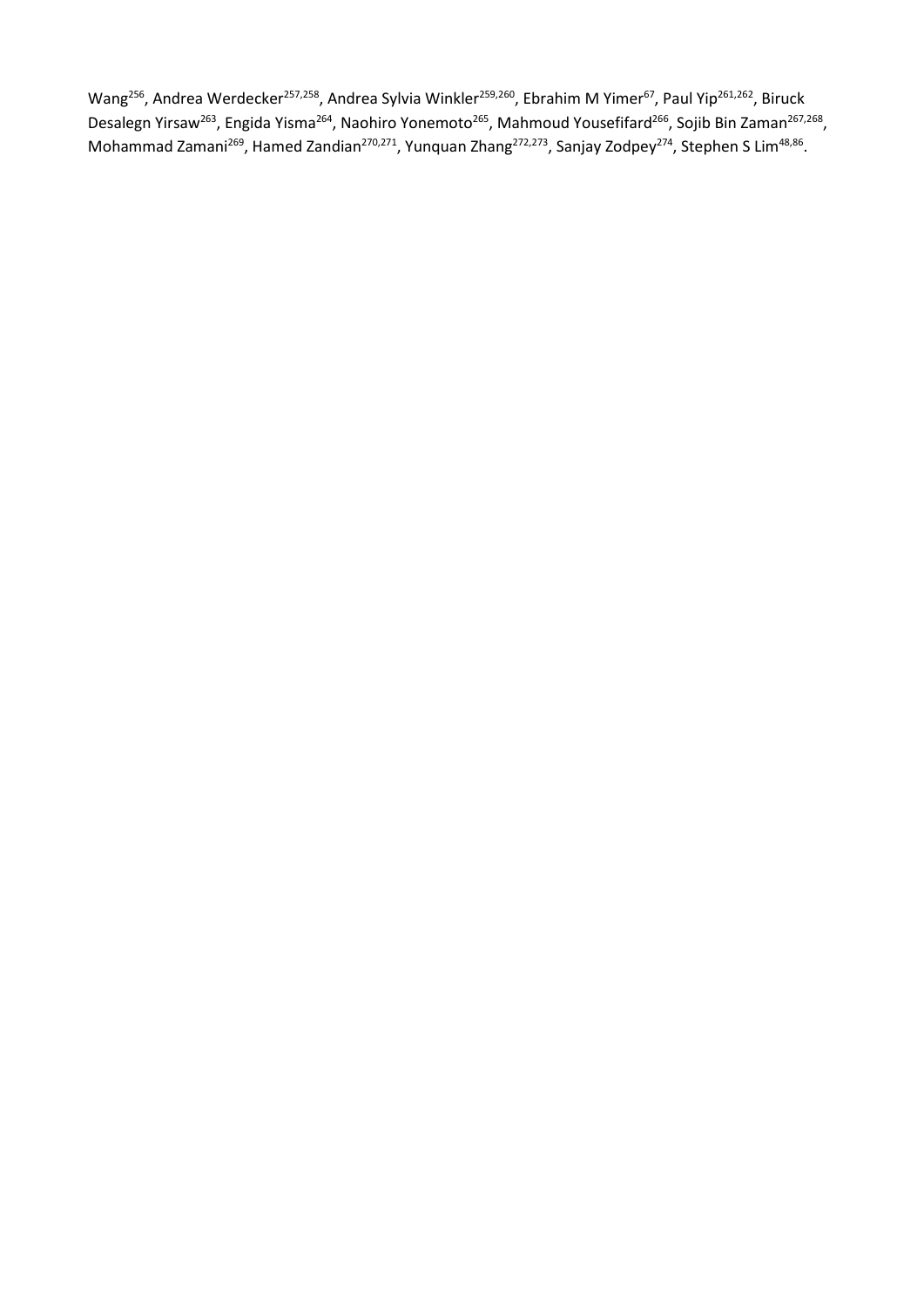Wang[256], Andrea Werdecker[257,258], Andrea Sylvia Winkler[259,260], Ebrahim M Yimer[67], Paul Yip[261,262], Biruck Desalegn Yirsaw[263], Engida Yisma[264], Naohiro Yonemoto[265], Mahmoud Yousefifard[266], Sojib Bin Zaman[267,268], Mohammad Zamani[269], Hamed Zandian[270,271], Yunquan Zhang[272,273], Sanjay Zodpey[274], Stephen S Lim[48,86].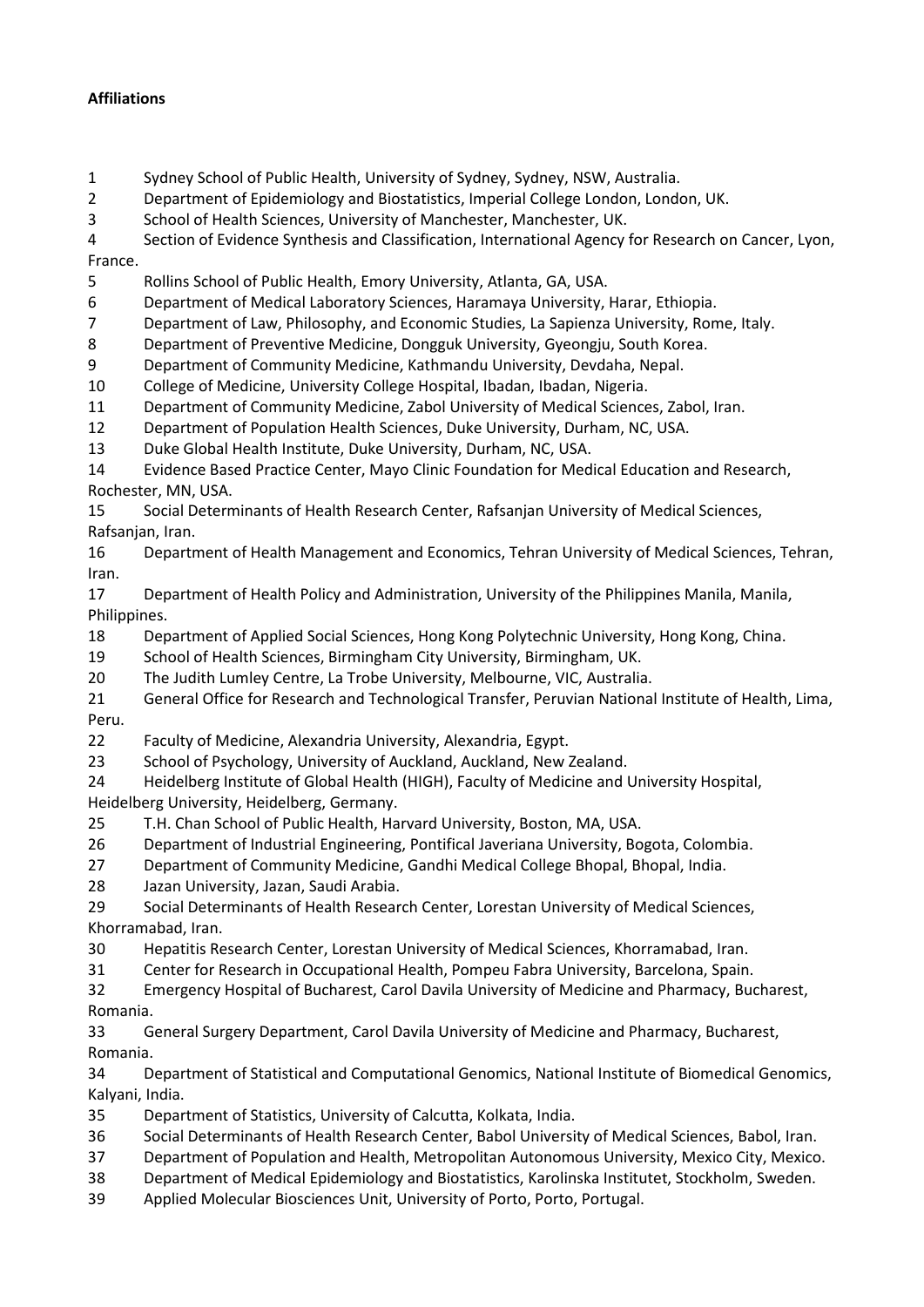**Affiliations**

1 Sydney School of Public Health, University of Sydney, Sydney, NSW, Australia.
2 Department of Epidemiology and Biostatistics, Imperial College London, London, UK.
3 School of Health Sciences, University of Manchester, Manchester, UK.
4 Section of Evidence Synthesis and Classification, International Agency for Research on Cancer, Lyon, France.
5 Rollins School of Public Health, Emory University, Atlanta, GA, USA.
6 Department of Medical Laboratory Sciences, Haramaya University, Harar, Ethiopia.
7 Department of Law, Philosophy, and Economic Studies, La Sapienza University, Rome, Italy.
8 Department of Preventive Medicine, Dongguk University, Gyeongju, South Korea.
9 Department of Community Medicine, Kathmandu University, Devdaha, Nepal.
10 College of Medicine, University College Hospital, Ibadan, Ibadan, Nigeria.
11 Department of Community Medicine, Zabol University of Medical Sciences, Zabol, Iran.
12 Department of Population Health Sciences, Duke University, Durham, NC, USA.
13 Duke Global Health Institute, Duke University, Durham, NC, USA.
14 Evidence Based Practice Center, Mayo Clinic Foundation for Medical Education and Research, Rochester, MN, USA.
15 Social Determinants of Health Research Center, Rafsanjan University of Medical Sciences, Rafsanjan, Iran.
16 Department of Health Management and Economics, Tehran University of Medical Sciences, Tehran, Iran.
17 Department of Health Policy and Administration, University of the Philippines Manila, Manila, Philippines.
18 Department of Applied Social Sciences, Hong Kong Polytechnic University, Hong Kong, China.
19 School of Health Sciences, Birmingham City University, Birmingham, UK.
20 The Judith Lumley Centre, La Trobe University, Melbourne, VIC, Australia.
21 General Office for Research and Technological Transfer, Peruvian National Institute of Health, Lima, Peru.
22 Faculty of Medicine, Alexandria University, Alexandria, Egypt.
23 School of Psychology, University of Auckland, Auckland, New Zealand.
24 Heidelberg Institute of Global Health (HIGH), Faculty of Medicine and University Hospital, Heidelberg University, Heidelberg, Germany.
25 T.H. Chan School of Public Health, Harvard University, Boston, MA, USA.
26 Department of Industrial Engineering, Pontifical Javeriana University, Bogota, Colombia.
27 Department of Community Medicine, Gandhi Medical College Bhopal, Bhopal, India.
28 Jazan University, Jazan, Saudi Arabia.
29 Social Determinants of Health Research Center, Lorestan University of Medical Sciences, Khorramabad, Iran.
30 Hepatitis Research Center, Lorestan University of Medical Sciences, Khorramabad, Iran.
31 Center for Research in Occupational Health, Pompeu Fabra University, Barcelona, Spain.
32 Emergency Hospital of Bucharest, Carol Davila University of Medicine and Pharmacy, Bucharest, Romania.
33 General Surgery Department, Carol Davila University of Medicine and Pharmacy, Bucharest, Romania.
34 Department of Statistical and Computational Genomics, National Institute of Biomedical Genomics, Kalyani, India.
35 Department of Statistics, University of Calcutta, Kolkata, India.
36 Social Determinants of Health Research Center, Babol University of Medical Sciences, Babol, Iran.
37 Department of Population and Health, Metropolitan Autonomous University, Mexico City, Mexico.
38 Department of Medical Epidemiology and Biostatistics, Karolinska Institutet, Stockholm, Sweden.
39 Applied Molecular Biosciences Unit, University of Porto, Porto, Portugal.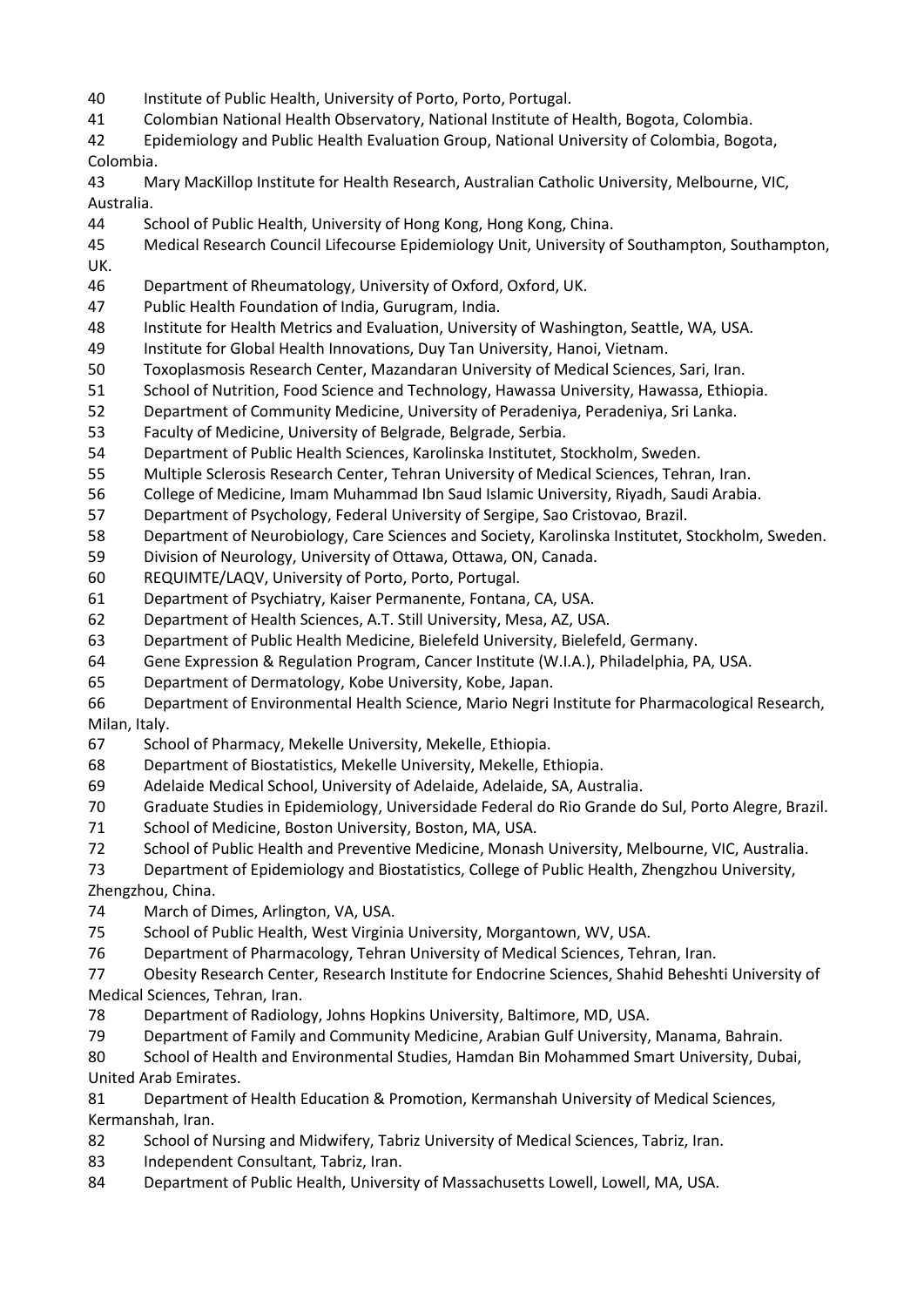40 Institute of Public Health, University of Porto, Porto, Portugal.
41 Colombian National Health Observatory, National Institute of Health, Bogota, Colombia.
42 Epidemiology and Public Health Evaluation Group, National University of Colombia, Bogota, Colombia.
43 Mary MacKillop Institute for Health Research, Australian Catholic University, Melbourne, VIC, Australia.
44 School of Public Health, University of Hong Kong, Hong Kong, China.
45 Medical Research Council Lifecourse Epidemiology Unit, University of Southampton, Southampton, UK.
46 Department of Rheumatology, University of Oxford, Oxford, UK.
47 Public Health Foundation of India, Gurugram, India.
48 Institute for Health Metrics and Evaluation, University of Washington, Seattle, WA, USA.
49 Institute for Global Health Innovations, Duy Tan University, Hanoi, Vietnam.
50 Toxoplasmosis Research Center, Mazandaran University of Medical Sciences, Sari, Iran.
51 School of Nutrition, Food Science and Technology, Hawassa University, Hawassa, Ethiopia.
52 Department of Community Medicine, University of Peradeniya, Peradeniya, Sri Lanka.
53 Faculty of Medicine, University of Belgrade, Belgrade, Serbia.
54 Department of Public Health Sciences, Karolinska Institutet, Stockholm, Sweden.
55 Multiple Sclerosis Research Center, Tehran University of Medical Sciences, Tehran, Iran.
56 College of Medicine, Imam Muhammad Ibn Saud Islamic University, Riyadh, Saudi Arabia.
57 Department of Psychology, Federal University of Sergipe, Sao Cristovao, Brazil.
58 Department of Neurobiology, Care Sciences and Society, Karolinska Institutet, Stockholm, Sweden.
59 Division of Neurology, University of Ottawa, Ottawa, ON, Canada.
60 REQUIMTE/LAQV, University of Porto, Porto, Portugal.
61 Department of Psychiatry, Kaiser Permanente, Fontana, CA, USA.
62 Department of Health Sciences, A.T. Still University, Mesa, AZ, USA.
63 Department of Public Health Medicine, Bielefeld University, Bielefeld, Germany.
64 Gene Expression & Regulation Program, Cancer Institute (W.I.A.), Philadelphia, PA, USA.
65 Department of Dermatology, Kobe University, Kobe, Japan.
66 Department of Environmental Health Science, Mario Negri Institute for Pharmacological Research, Milan, Italy.
67 School of Pharmacy, Mekelle University, Mekelle, Ethiopia.
68 Department of Biostatistics, Mekelle University, Mekelle, Ethiopia.
69 Adelaide Medical School, University of Adelaide, Adelaide, SA, Australia.
70 Graduate Studies in Epidemiology, Universidade Federal do Rio Grande do Sul, Porto Alegre, Brazil.
71 School of Medicine, Boston University, Boston, MA, USA.
72 School of Public Health and Preventive Medicine, Monash University, Melbourne, VIC, Australia.
73 Department of Epidemiology and Biostatistics, College of Public Health, Zhengzhou University, Zhengzhou, China.
74 March of Dimes, Arlington, VA, USA.
75 School of Public Health, West Virginia University, Morgantown, WV, USA.
76 Department of Pharmacology, Tehran University of Medical Sciences, Tehran, Iran.
77 Obesity Research Center, Research Institute for Endocrine Sciences, Shahid Beheshti University of Medical Sciences, Tehran, Iran.
78 Department of Radiology, Johns Hopkins University, Baltimore, MD, USA.
79 Department of Family and Community Medicine, Arabian Gulf University, Manama, Bahrain.
80 School of Health and Environmental Studies, Hamdan Bin Mohammed Smart University, Dubai, United Arab Emirates.
81 Department of Health Education & Promotion, Kermanshah University of Medical Sciences, Kermanshah, Iran.
82 School of Nursing and Midwifery, Tabriz University of Medical Sciences, Tabriz, Iran.
83 Independent Consultant, Tabriz, Iran.
84 Department of Public Health, University of Massachusetts Lowell, Lowell, MA, USA.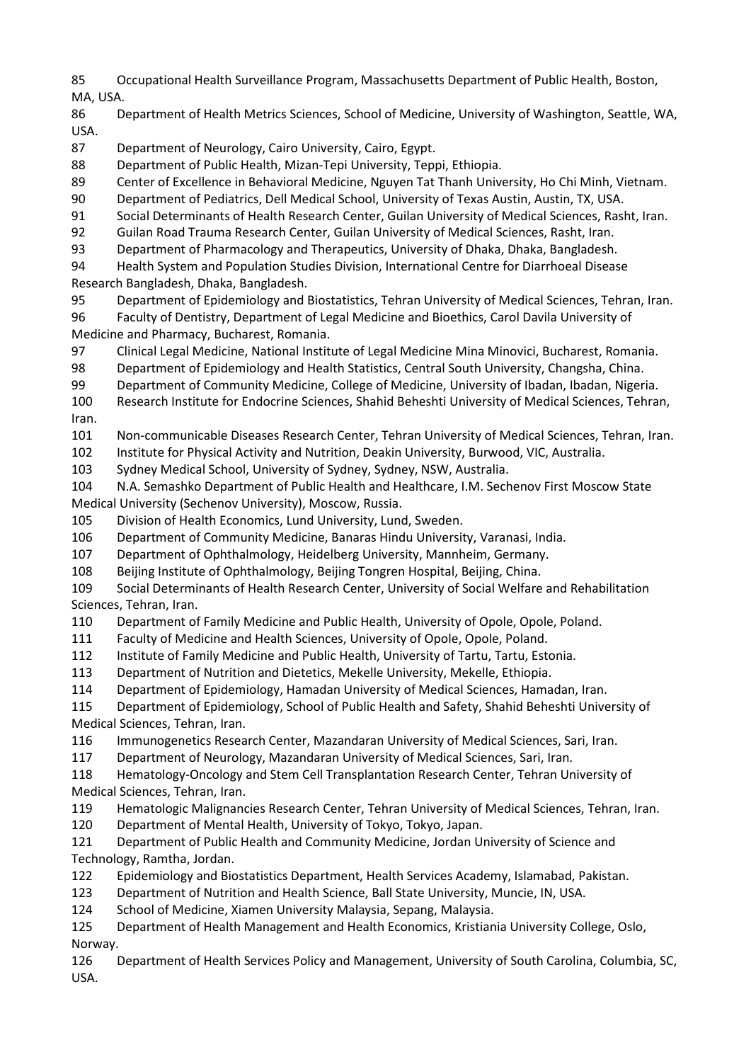85 Occupational Health Surveillance Program, Massachusetts Department of Public Health, Boston, MA, USA.

86 Department of Health Metrics Sciences, School of Medicine, University of Washington, Seattle, WA, USA.

87 Department of Neurology, Cairo University, Cairo, Egypt.

88 Department of Public Health, Mizan-Tepi University, Teppi, Ethiopia.

89 Center of Excellence in Behavioral Medicine, Nguyen Tat Thanh University, Ho Chi Minh, Vietnam.

90 Department of Pediatrics, Dell Medical School, University of Texas Austin, Austin, TX, USA.

91 Social Determinants of Health Research Center, Guilan University of Medical Sciences, Rasht, Iran.

92 Guilan Road Trauma Research Center, Guilan University of Medical Sciences, Rasht, Iran.

93 Department of Pharmacology and Therapeutics, University of Dhaka, Dhaka, Bangladesh.

94 Health System and Population Studies Division, International Centre for Diarrhoeal Disease Research Bangladesh, Dhaka, Bangladesh.

95 Department of Epidemiology and Biostatistics, Tehran University of Medical Sciences, Tehran, Iran.

96 Faculty of Dentistry, Department of Legal Medicine and Bioethics, Carol Davila University of Medicine and Pharmacy, Bucharest, Romania.

97 Clinical Legal Medicine, National Institute of Legal Medicine Mina Minovici, Bucharest, Romania.

98 Department of Epidemiology and Health Statistics, Central South University, Changsha, China.

99 Department of Community Medicine, College of Medicine, University of Ibadan, Ibadan, Nigeria.

100 Research Institute for Endocrine Sciences, Shahid Beheshti University of Medical Sciences, Tehran, Iran.

101 Non-communicable Diseases Research Center, Tehran University of Medical Sciences, Tehran, Iran.

102 Institute for Physical Activity and Nutrition, Deakin University, Burwood, VIC, Australia.

103 Sydney Medical School, University of Sydney, Sydney, NSW, Australia.

104 N.A. Semashko Department of Public Health and Healthcare, I.M. Sechenov First Moscow State Medical University (Sechenov University), Moscow, Russia.

105 Division of Health Economics, Lund University, Lund, Sweden.

106 Department of Community Medicine, Banaras Hindu University, Varanasi, India.

107 Department of Ophthalmology, Heidelberg University, Mannheim, Germany.

108 Beijing Institute of Ophthalmology, Beijing Tongren Hospital, Beijing, China.

109 Social Determinants of Health Research Center, University of Social Welfare and Rehabilitation Sciences, Tehran, Iran.

110 Department of Family Medicine and Public Health, University of Opole, Opole, Poland.

111 Faculty of Medicine and Health Sciences, University of Opole, Opole, Poland.

112 Institute of Family Medicine and Public Health, University of Tartu, Tartu, Estonia.

113 Department of Nutrition and Dietetics, Mekelle University, Mekelle, Ethiopia.

114 Department of Epidemiology, Hamadan University of Medical Sciences, Hamadan, Iran.

115 Department of Epidemiology, School of Public Health and Safety, Shahid Beheshti University of Medical Sciences, Tehran, Iran.

116 Immunogenetics Research Center, Mazandaran University of Medical Sciences, Sari, Iran.

117 Department of Neurology, Mazandaran University of Medical Sciences, Sari, Iran.

118 Hematology-Oncology and Stem Cell Transplantation Research Center, Tehran University of Medical Sciences, Tehran, Iran.

119 Hematologic Malignancies Research Center, Tehran University of Medical Sciences, Tehran, Iran.

120 Department of Mental Health, University of Tokyo, Tokyo, Japan.

121 Department of Public Health and Community Medicine, Jordan University of Science and Technology, Ramtha, Jordan.

122 Epidemiology and Biostatistics Department, Health Services Academy, Islamabad, Pakistan.

123 Department of Nutrition and Health Science, Ball State University, Muncie, IN, USA.

124 School of Medicine, Xiamen University Malaysia, Sepang, Malaysia.

125 Department of Health Management and Health Economics, Kristiania University College, Oslo, Norway.

126 Department of Health Services Policy and Management, University of South Carolina, Columbia, SC, USA.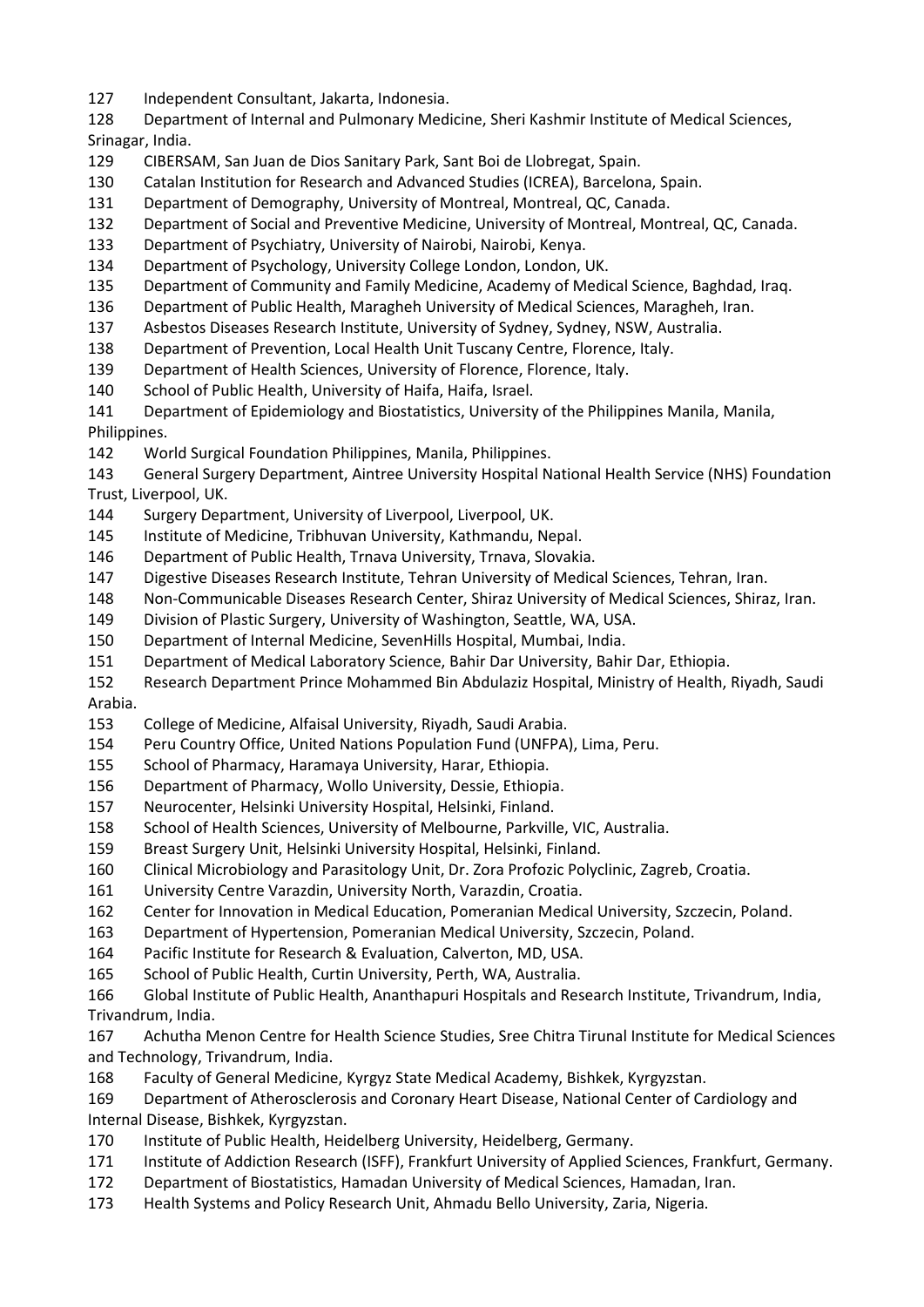127 Independent Consultant, Jakarta, Indonesia.
128 Department of Internal and Pulmonary Medicine, Sheri Kashmir Institute of Medical Sciences, Srinagar, India.
129 CIBERSAM, San Juan de Dios Sanitary Park, Sant Boi de Llobregat, Spain.
130 Catalan Institution for Research and Advanced Studies (ICREA), Barcelona, Spain.
131 Department of Demography, University of Montreal, Montreal, QC, Canada.
132 Department of Social and Preventive Medicine, University of Montreal, Montreal, QC, Canada.
133 Department of Psychiatry, University of Nairobi, Nairobi, Kenya.
134 Department of Psychology, University College London, London, UK.
135 Department of Community and Family Medicine, Academy of Medical Science, Baghdad, Iraq.
136 Department of Public Health, Maragheh University of Medical Sciences, Maragheh, Iran.
137 Asbestos Diseases Research Institute, University of Sydney, Sydney, NSW, Australia.
138 Department of Prevention, Local Health Unit Tuscany Centre, Florence, Italy.
139 Department of Health Sciences, University of Florence, Florence, Italy.
140 School of Public Health, University of Haifa, Haifa, Israel.
141 Department of Epidemiology and Biostatistics, University of the Philippines Manila, Manila, Philippines.
142 World Surgical Foundation Philippines, Manila, Philippines.
143 General Surgery Department, Aintree University Hospital National Health Service (NHS) Foundation Trust, Liverpool, UK.
144 Surgery Department, University of Liverpool, Liverpool, UK.
145 Institute of Medicine, Tribhuvan University, Kathmandu, Nepal.
146 Department of Public Health, Trnava University, Trnava, Slovakia.
147 Digestive Diseases Research Institute, Tehran University of Medical Sciences, Tehran, Iran.
148 Non-Communicable Diseases Research Center, Shiraz University of Medical Sciences, Shiraz, Iran.
149 Division of Plastic Surgery, University of Washington, Seattle, WA, USA.
150 Department of Internal Medicine, SevenHills Hospital, Mumbai, India.
151 Department of Medical Laboratory Science, Bahir Dar University, Bahir Dar, Ethiopia.
152 Research Department Prince Mohammed Bin Abdulaziz Hospital, Ministry of Health, Riyadh, Saudi Arabia.
153 College of Medicine, Alfaisal University, Riyadh, Saudi Arabia.
154 Peru Country Office, United Nations Population Fund (UNFPA), Lima, Peru.
155 School of Pharmacy, Haramaya University, Harar, Ethiopia.
156 Department of Pharmacy, Wollo University, Dessie, Ethiopia.
157 Neurocenter, Helsinki University Hospital, Helsinki, Finland.
158 School of Health Sciences, University of Melbourne, Parkville, VIC, Australia.
159 Breast Surgery Unit, Helsinki University Hospital, Helsinki, Finland.
160 Clinical Microbiology and Parasitology Unit, Dr. Zora Profozic Polyclinic, Zagreb, Croatia.
161 University Centre Varazdin, University North, Varazdin, Croatia.
162 Center for Innovation in Medical Education, Pomeranian Medical University, Szczecin, Poland.
163 Department of Hypertension, Pomeranian Medical University, Szczecin, Poland.
164 Pacific Institute for Research & Evaluation, Calverton, MD, USA.
165 School of Public Health, Curtin University, Perth, WA, Australia.
166 Global Institute of Public Health, Ananthapuri Hospitals and Research Institute, Trivandrum, India, Trivandrum, India.
167 Achutha Menon Centre for Health Science Studies, Sree Chitra Tirunal Institute for Medical Sciences and Technology, Trivandrum, India.
168 Faculty of General Medicine, Kyrgyz State Medical Academy, Bishkek, Kyrgyzstan.
169 Department of Atherosclerosis and Coronary Heart Disease, National Center of Cardiology and Internal Disease, Bishkek, Kyrgyzstan.
170 Institute of Public Health, Heidelberg University, Heidelberg, Germany.
171 Institute of Addiction Research (ISFF), Frankfurt University of Applied Sciences, Frankfurt, Germany.
172 Department of Biostatistics, Hamadan University of Medical Sciences, Hamadan, Iran.
173 Health Systems and Policy Research Unit, Ahmadu Bello University, Zaria, Nigeria.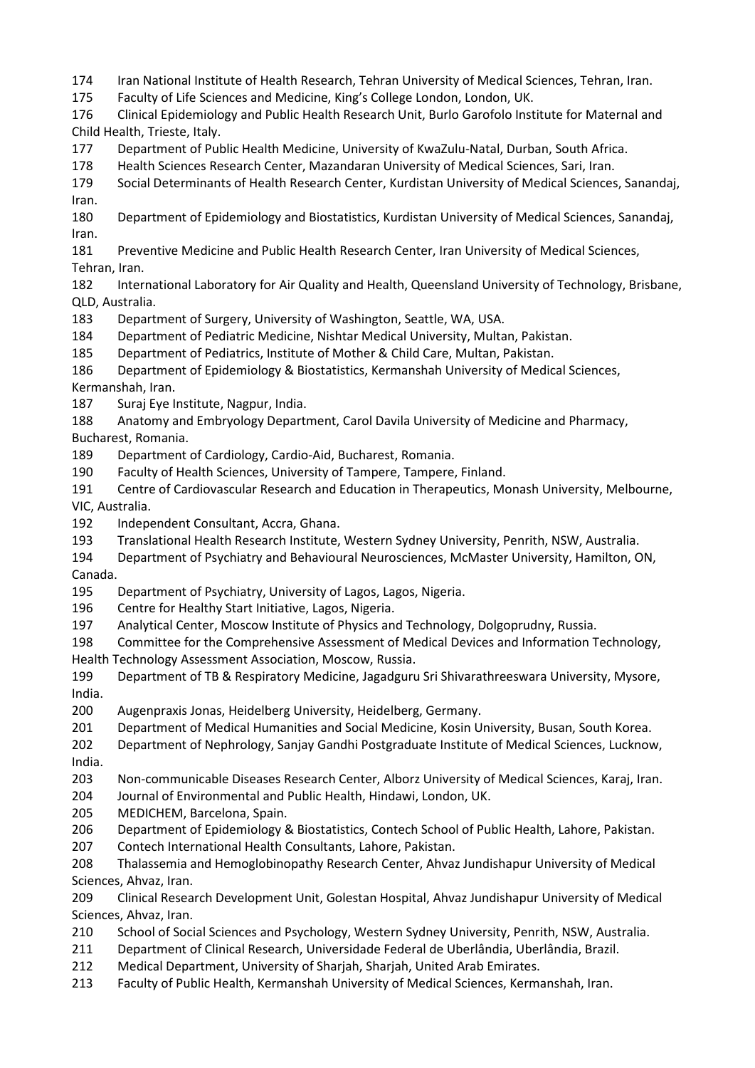174 Iran National Institute of Health Research, Tehran University of Medical Sciences, Tehran, Iran.

175 Faculty of Life Sciences and Medicine, King's College London, London, UK.

176 Clinical Epidemiology and Public Health Research Unit, Burlo Garofolo Institute for Maternal and Child Health, Trieste, Italy.

177 Department of Public Health Medicine, University of KwaZulu-Natal, Durban, South Africa.

178 Health Sciences Research Center, Mazandaran University of Medical Sciences, Sari, Iran.

179 Social Determinants of Health Research Center, Kurdistan University of Medical Sciences, Sanandaj, Iran.

180 Department of Epidemiology and Biostatistics, Kurdistan University of Medical Sciences, Sanandaj, Iran.

181 Preventive Medicine and Public Health Research Center, Iran University of Medical Sciences, Tehran, Iran.

182 International Laboratory for Air Quality and Health, Queensland University of Technology, Brisbane, QLD, Australia.

183 Department of Surgery, University of Washington, Seattle, WA, USA.

184 Department of Pediatric Medicine, Nishtar Medical University, Multan, Pakistan.

185 Department of Pediatrics, Institute of Mother & Child Care, Multan, Pakistan.

186 Department of Epidemiology & Biostatistics, Kermanshah University of Medical Sciences, Kermanshah, Iran.

187 Suraj Eye Institute, Nagpur, India.

188 Anatomy and Embryology Department, Carol Davila University of Medicine and Pharmacy, Bucharest, Romania.

189 Department of Cardiology, Cardio-Aid, Bucharest, Romania.

190 Faculty of Health Sciences, University of Tampere, Tampere, Finland.

191 Centre of Cardiovascular Research and Education in Therapeutics, Monash University, Melbourne, VIC, Australia.

192 Independent Consultant, Accra, Ghana.

193 Translational Health Research Institute, Western Sydney University, Penrith, NSW, Australia.

194 Department of Psychiatry and Behavioural Neurosciences, McMaster University, Hamilton, ON, Canada.

195 Department of Psychiatry, University of Lagos, Lagos, Nigeria.

196 Centre for Healthy Start Initiative, Lagos, Nigeria.

197 Analytical Center, Moscow Institute of Physics and Technology, Dolgoprudny, Russia.

198 Committee for the Comprehensive Assessment of Medical Devices and Information Technology, Health Technology Assessment Association, Moscow, Russia.

199 Department of TB & Respiratory Medicine, Jagadguru Sri Shivarathreeswara University, Mysore, India.

200 Augenpraxis Jonas, Heidelberg University, Heidelberg, Germany.

201 Department of Medical Humanities and Social Medicine, Kosin University, Busan, South Korea.

202 Department of Nephrology, Sanjay Gandhi Postgraduate Institute of Medical Sciences, Lucknow, India.

203 Non-communicable Diseases Research Center, Alborz University of Medical Sciences, Karaj, Iran.

204 Journal of Environmental and Public Health, Hindawi, London, UK.

205 MEDICHEM, Barcelona, Spain.

206 Department of Epidemiology & Biostatistics, Contech School of Public Health, Lahore, Pakistan.

207 Contech International Health Consultants, Lahore, Pakistan.

208 Thalassemia and Hemoglobinopathy Research Center, Ahvaz Jundishapur University of Medical Sciences, Ahvaz, Iran.

209 Clinical Research Development Unit, Golestan Hospital, Ahvaz Jundishapur University of Medical Sciences, Ahvaz, Iran.

210 School of Social Sciences and Psychology, Western Sydney University, Penrith, NSW, Australia.

211 Department of Clinical Research, Universidade Federal de Uberlândia, Uberlândia, Brazil.

212 Medical Department, University of Sharjah, Sharjah, United Arab Emirates.

213 Faculty of Public Health, Kermanshah University of Medical Sciences, Kermanshah, Iran.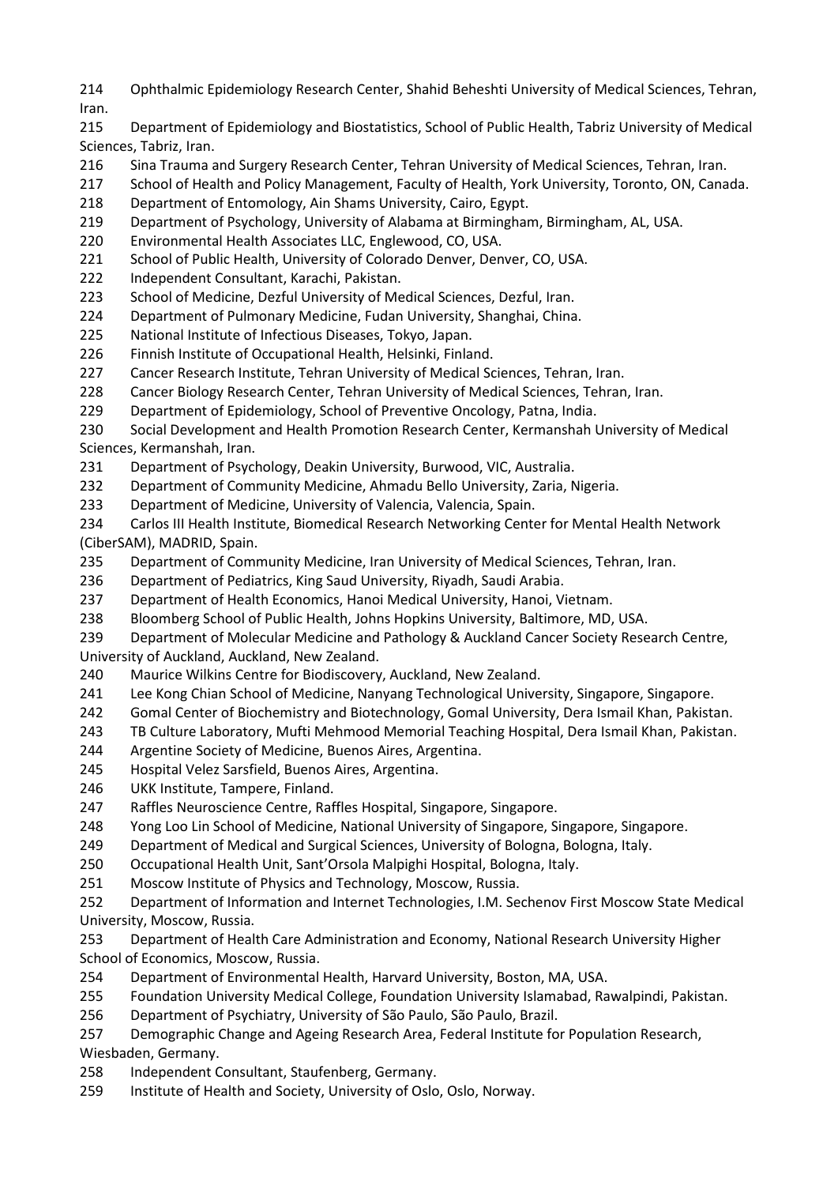214 Ophthalmic Epidemiology Research Center, Shahid Beheshti University of Medical Sciences, Tehran, Iran.

215 Department of Epidemiology and Biostatistics, School of Public Health, Tabriz University of Medical Sciences, Tabriz, Iran.

216 Sina Trauma and Surgery Research Center, Tehran University of Medical Sciences, Tehran, Iran.

217 School of Health and Policy Management, Faculty of Health, York University, Toronto, ON, Canada.

218 Department of Entomology, Ain Shams University, Cairo, Egypt.

219 Department of Psychology, University of Alabama at Birmingham, Birmingham, AL, USA.

220 Environmental Health Associates LLC, Englewood, CO, USA.

221 School of Public Health, University of Colorado Denver, Denver, CO, USA.

222 Independent Consultant, Karachi, Pakistan.

223 School of Medicine, Dezful University of Medical Sciences, Dezful, Iran.

224 Department of Pulmonary Medicine, Fudan University, Shanghai, China.

225 National Institute of Infectious Diseases, Tokyo, Japan.

226 Finnish Institute of Occupational Health, Helsinki, Finland.

227 Cancer Research Institute, Tehran University of Medical Sciences, Tehran, Iran.

228 Cancer Biology Research Center, Tehran University of Medical Sciences, Tehran, Iran.

229 Department of Epidemiology, School of Preventive Oncology, Patna, India.

230 Social Development and Health Promotion Research Center, Kermanshah University of Medical Sciences, Kermanshah, Iran.

231 Department of Psychology, Deakin University, Burwood, VIC, Australia.

232 Department of Community Medicine, Ahmadu Bello University, Zaria, Nigeria.

233 Department of Medicine, University of Valencia, Valencia, Spain.

234 Carlos III Health Institute, Biomedical Research Networking Center for Mental Health Network (CiberSAM), MADRID, Spain.

235 Department of Community Medicine, Iran University of Medical Sciences, Tehran, Iran.

236 Department of Pediatrics, King Saud University, Riyadh, Saudi Arabia.

237 Department of Health Economics, Hanoi Medical University, Hanoi, Vietnam.

238 Bloomberg School of Public Health, Johns Hopkins University, Baltimore, MD, USA.

239 Department of Molecular Medicine and Pathology & Auckland Cancer Society Research Centre, University of Auckland, Auckland, New Zealand.

240 Maurice Wilkins Centre for Biodiscovery, Auckland, New Zealand.

241 Lee Kong Chian School of Medicine, Nanyang Technological University, Singapore, Singapore.

242 Gomal Center of Biochemistry and Biotechnology, Gomal University, Dera Ismail Khan, Pakistan.

243 TB Culture Laboratory, Mufti Mehmood Memorial Teaching Hospital, Dera Ismail Khan, Pakistan.

244 Argentine Society of Medicine, Buenos Aires, Argentina.

245 Hospital Velez Sarsfield, Buenos Aires, Argentina.

246 UKK Institute, Tampere, Finland.

247 Raffles Neuroscience Centre, Raffles Hospital, Singapore, Singapore.

248 Yong Loo Lin School of Medicine, National University of Singapore, Singapore, Singapore.

249 Department of Medical and Surgical Sciences, University of Bologna, Bologna, Italy.

250 Occupational Health Unit, Sant'Orsola Malpighi Hospital, Bologna, Italy.

251 Moscow Institute of Physics and Technology, Moscow, Russia.

252 Department of Information and Internet Technologies, I.M. Sechenov First Moscow State Medical University, Moscow, Russia.

253 Department of Health Care Administration and Economy, National Research University Higher School of Economics, Moscow, Russia.

254 Department of Environmental Health, Harvard University, Boston, MA, USA.

255 Foundation University Medical College, Foundation University Islamabad, Rawalpindi, Pakistan.

256 Department of Psychiatry, University of São Paulo, São Paulo, Brazil.

257 Demographic Change and Ageing Research Area, Federal Institute for Population Research, Wiesbaden, Germany.

258 Independent Consultant, Staufenberg, Germany.

259 Institute of Health and Society, University of Oslo, Oslo, Norway.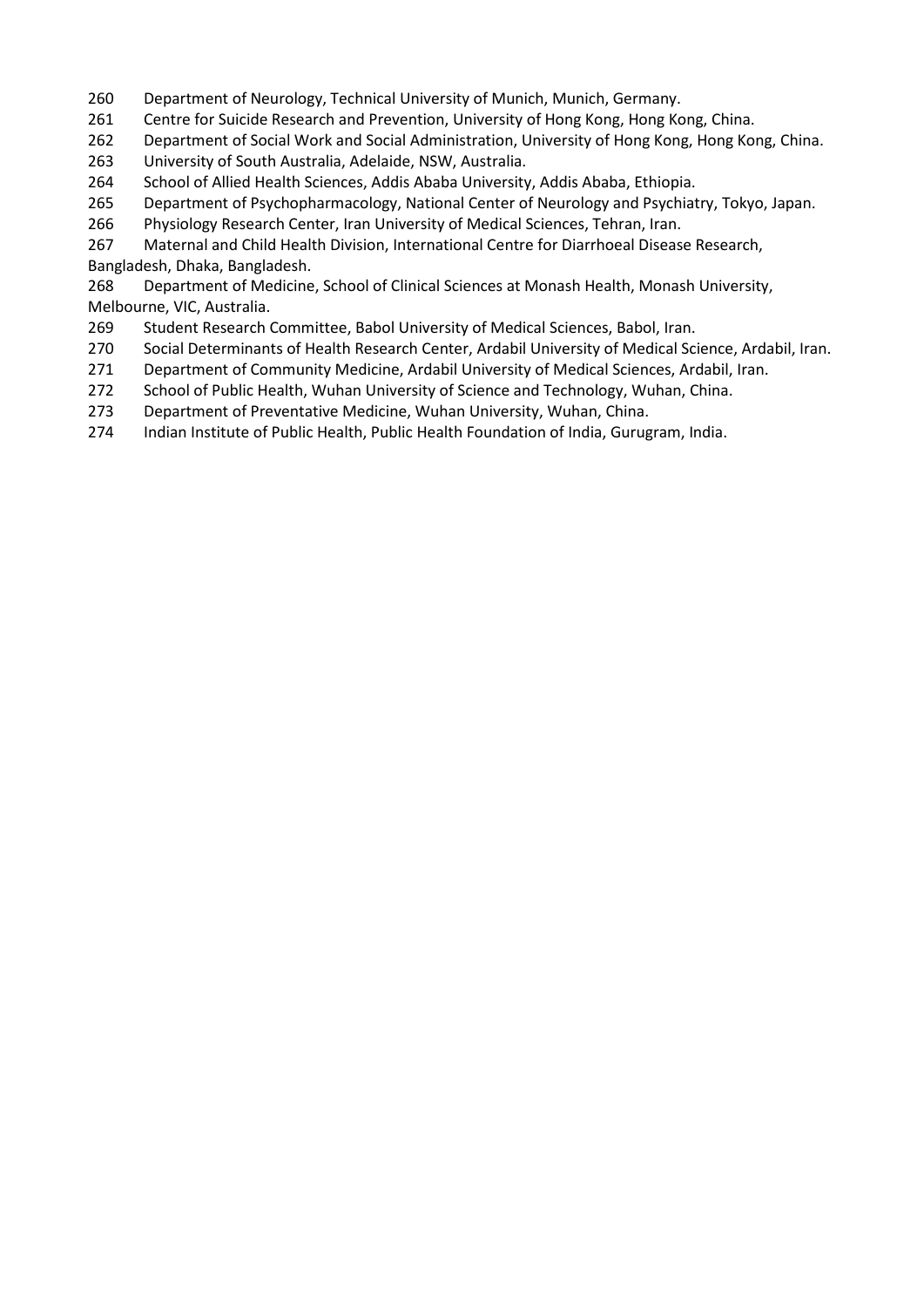260 Department of Neurology, Technical University of Munich, Munich, Germany.
261 Centre for Suicide Research and Prevention, University of Hong Kong, Hong Kong, China.
262 Department of Social Work and Social Administration, University of Hong Kong, Hong Kong, China.
263 University of South Australia, Adelaide, NSW, Australia.
264 School of Allied Health Sciences, Addis Ababa University, Addis Ababa, Ethiopia.
265 Department of Psychopharmacology, National Center of Neurology and Psychiatry, Tokyo, Japan.
266 Physiology Research Center, Iran University of Medical Sciences, Tehran, Iran.
267 Maternal and Child Health Division, International Centre for Diarrhoeal Disease Research, Bangladesh, Dhaka, Bangladesh.
268 Department of Medicine, School of Clinical Sciences at Monash Health, Monash University, Melbourne, VIC, Australia.
269 Student Research Committee, Babol University of Medical Sciences, Babol, Iran.
270 Social Determinants of Health Research Center, Ardabil University of Medical Science, Ardabil, Iran.
271 Department of Community Medicine, Ardabil University of Medical Sciences, Ardabil, Iran.
272 School of Public Health, Wuhan University of Science and Technology, Wuhan, China.
273 Department of Preventative Medicine, Wuhan University, Wuhan, China.
274 Indian Institute of Public Health, Public Health Foundation of India, Gurugram, India.